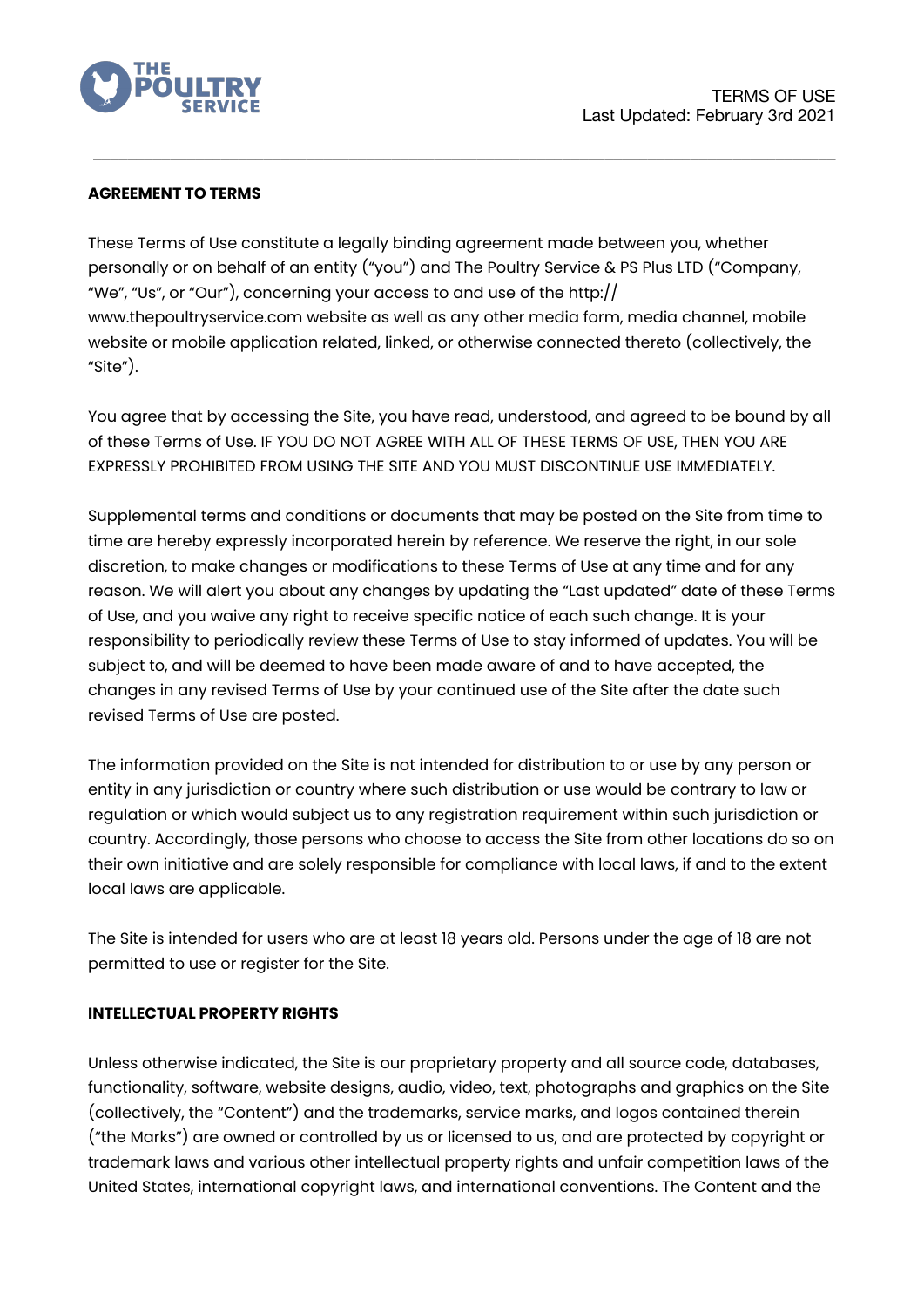THE POULTRY SERVICE

TERMS OF USE
Last Updated: February 3rd 2021

## AGREEMENT TO TERMS

These Terms of Use constitute a legally binding agreement made between you, whether personally or on behalf of an entity ("you") and The Poultry Service & PS Plus LTD ("Company, "We", "Us", or "Our"), concerning your access to and use of the http://www.thepoultryservice.com website as well as any other media form, media channel, mobile website or mobile application related, linked, or otherwise connected thereto (collectively, the "Site").

You agree that by accessing the Site, you have read, understood, and agreed to be bound by all of these Terms of Use. IF YOU DO NOT AGREE WITH ALL OF THESE TERMS OF USE, THEN YOU ARE EXPRESSLY PROHIBITED FROM USING THE SITE AND YOU MUST DISCONTINUE USE IMMEDIATELY.

Supplemental terms and conditions or documents that may be posted on the Site from time to time are hereby expressly incorporated herein by reference. We reserve the right, in our sole discretion, to make changes or modifications to these Terms of Use at any time and for any reason. We will alert you about any changes by updating the "Last updated" date of these Terms of Use, and you waive any right to receive specific notice of each such change. It is your responsibility to periodically review these Terms of Use to stay informed of updates. You will be subject to, and will be deemed to have been made aware of and to have accepted, the changes in any revised Terms of Use by your continued use of the Site after the date such revised Terms of Use are posted.

The information provided on the Site is not intended for distribution to or use by any person or entity in any jurisdiction or country where such distribution or use would be contrary to law or regulation or which would subject us to any registration requirement within such jurisdiction or country. Accordingly, those persons who choose to access the Site from other locations do so on their own initiative and are solely responsible for compliance with local laws, if and to the extent local laws are applicable.

The Site is intended for users who are at least 18 years old. Persons under the age of 18 are not permitted to use or register for the Site.

## INTELLECTUAL PROPERTY RIGHTS

Unless otherwise indicated, the Site is our proprietary property and all source code, databases, functionality, software, website designs, audio, video, text, photographs and graphics on the Site (collectively, the "Content") and the trademarks, service marks, and logos contained therein ("the Marks") are owned or controlled by us or licensed to us, and are protected by copyright or trademark laws and various other intellectual property rights and unfair competition laws of the United States, international copyright laws, and international conventions. The Content and the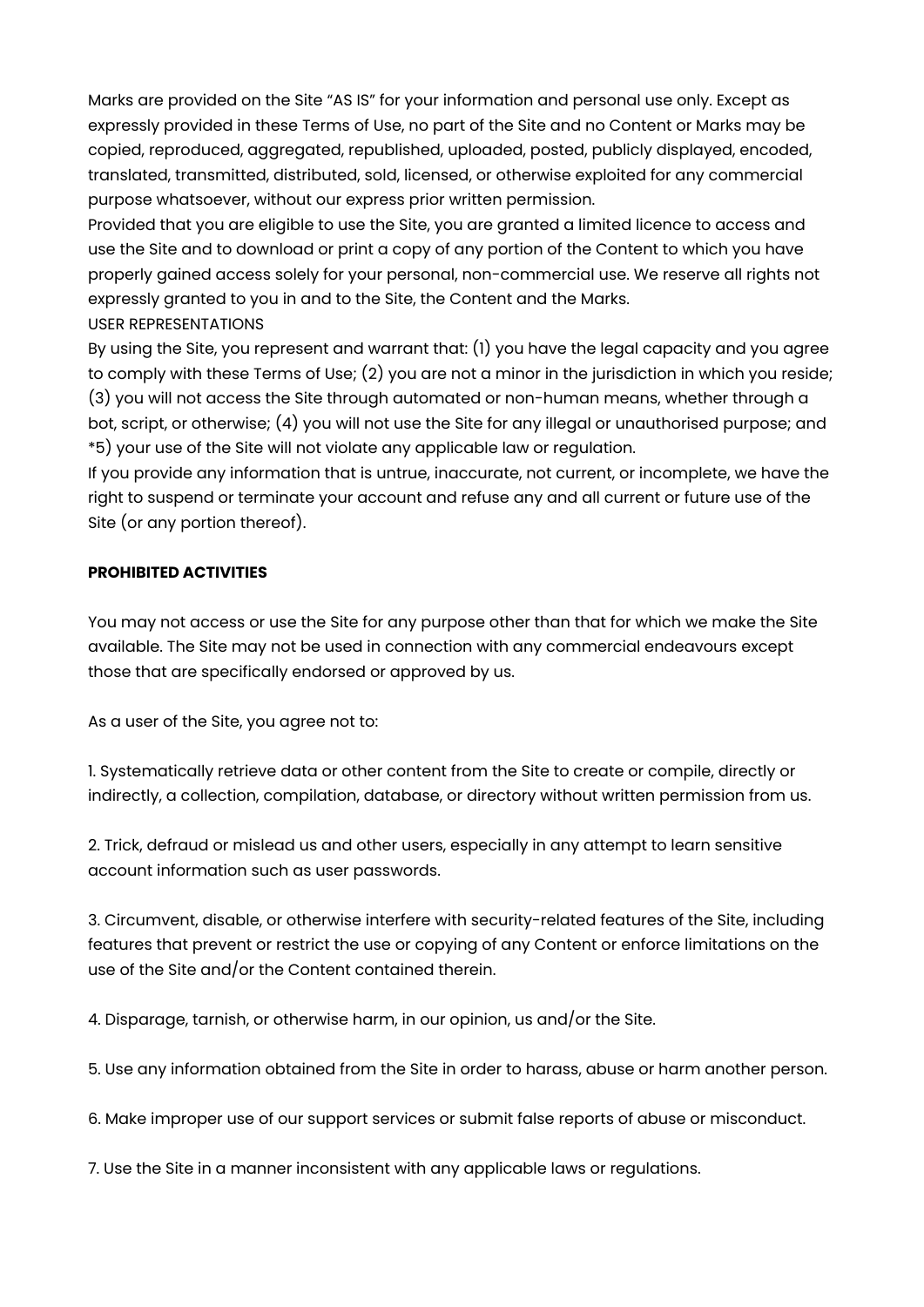Marks are provided on the Site "AS IS" for your information and personal use only. Except as expressly provided in these Terms of Use, no part of the Site and no Content or Marks may be copied, reproduced, aggregated, republished, uploaded, posted, publicly displayed, encoded, translated, transmitted, distributed, sold, licensed, or otherwise exploited for any commercial purpose whatsoever, without our express prior written permission.

Provided that you are eligible to use the Site, you are granted a limited licence to access and use the Site and to download or print a copy of any portion of the Content to which you have properly gained access solely for your personal, non-commercial use. We reserve all rights not expressly granted to you in and to the Site, the Content and the Marks.

USER REPRESENTATIONS

By using the Site, you represent and warrant that: (1) you have the legal capacity and you agree to comply with these Terms of Use; (2) you are not a minor in the jurisdiction in which you reside; (3) you will not access the Site through automated or non-human means, whether through a bot, script, or otherwise; (4) you will not use the Site for any illegal or unauthorised purpose; and *5) your use of the Site will not violate any applicable law or regulation.

If you provide any information that is untrue, inaccurate, not current, or incomplete, we have the right to suspend or terminate your account and refuse any and all current or future use of the Site (or any portion thereof).

**PROHIBITED ACTIVITIES**

You may not access or use the Site for any purpose other than that for which we make the Site available. The Site may not be used in connection with any commercial endeavours except those that are specifically endorsed or approved by us.

As a user of the Site, you agree not to:

1. Systematically retrieve data or other content from the Site to create or compile, directly or indirectly, a collection, compilation, database, or directory without written permission from us.

2. Trick, defraud or mislead us and other users, especially in any attempt to learn sensitive account information such as user passwords.

3. Circumvent, disable, or otherwise interfere with security-related features of the Site, including features that prevent or restrict the use or copying of any Content or enforce limitations on the use of the Site and/or the Content contained therein.

4. Disparage, tarnish, or otherwise harm, in our opinion, us and/or the Site.

5. Use any information obtained from the Site in order to harass, abuse or harm another person.

6. Make improper use of our support services or submit false reports of abuse or misconduct.

7. Use the Site in a manner inconsistent with any applicable laws or regulations.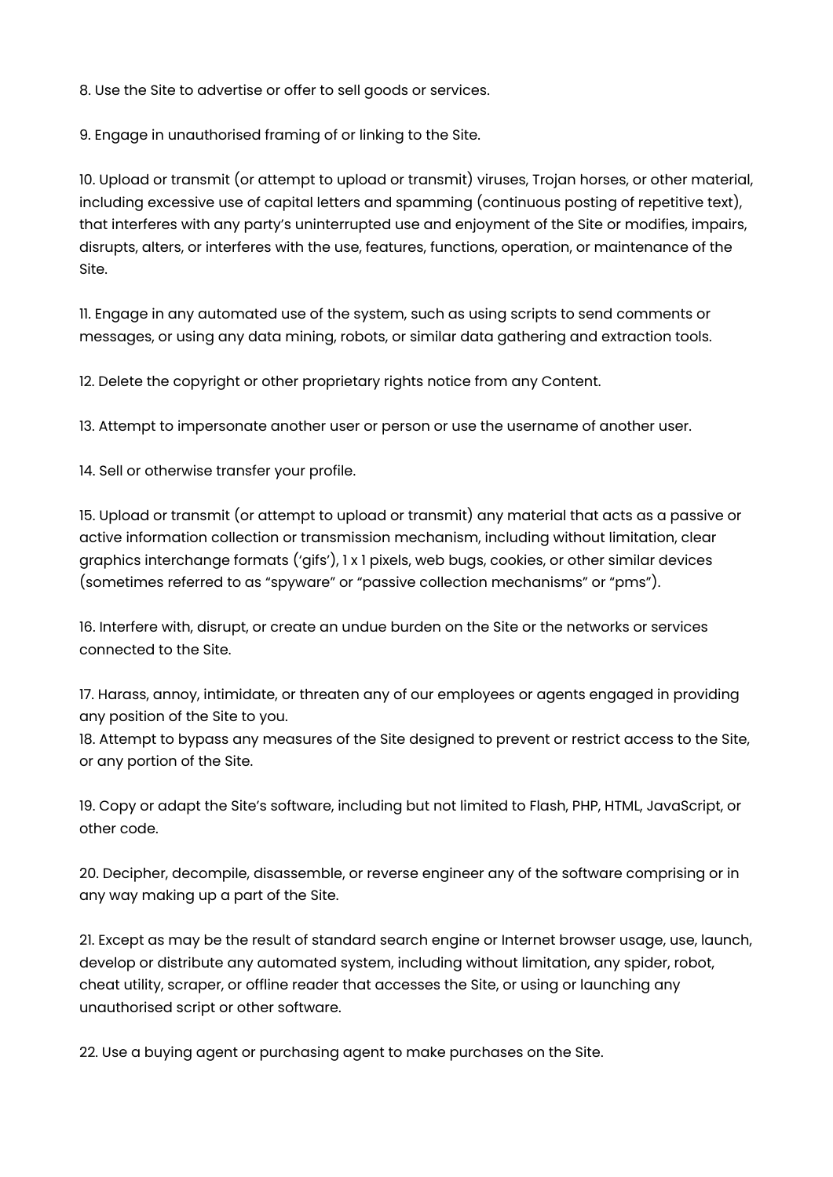8. Use the Site to advertise or offer to sell goods or services.

9. Engage in unauthorised framing of or linking to the Site.

10. Upload or transmit (or attempt to upload or transmit) viruses, Trojan horses, or other material, including excessive use of capital letters and spamming (continuous posting of repetitive text), that interferes with any party's uninterrupted use and enjoyment of the Site or modifies, impairs, disrupts, alters, or interferes with the use, features, functions, operation, or maintenance of the Site.

11. Engage in any automated use of the system, such as using scripts to send comments or messages, or using any data mining, robots, or similar data gathering and extraction tools.

12. Delete the copyright or other proprietary rights notice from any Content.

13. Attempt to impersonate another user or person or use the username of another user.

14. Sell or otherwise transfer your profile.

15. Upload or transmit (or attempt to upload or transmit) any material that acts as a passive or active information collection or transmission mechanism, including without limitation, clear graphics interchange formats ('gifs'), 1 x 1 pixels, web bugs, cookies, or other similar devices (sometimes referred to as "spyware" or "passive collection mechanisms" or "pms").

16. Interfere with, disrupt, or create an undue burden on the Site or the networks or services connected to the Site.

17. Harass, annoy, intimidate, or threaten any of our employees or agents engaged in providing any position of the Site to you.

18. Attempt to bypass any measures of the Site designed to prevent or restrict access to the Site, or any portion of the Site.

19. Copy or adapt the Site's software, including but not limited to Flash, PHP, HTML, JavaScript, or other code.

20. Decipher, decompile, disassemble, or reverse engineer any of the software comprising or in any way making up a part of the Site.

21. Except as may be the result of standard search engine or Internet browser usage, use, launch, develop or distribute any automated system, including without limitation, any spider, robot, cheat utility, scraper, or offline reader that accesses the Site, or using or launching any unauthorised script or other software.

22. Use a buying agent or purchasing agent to make purchases on the Site.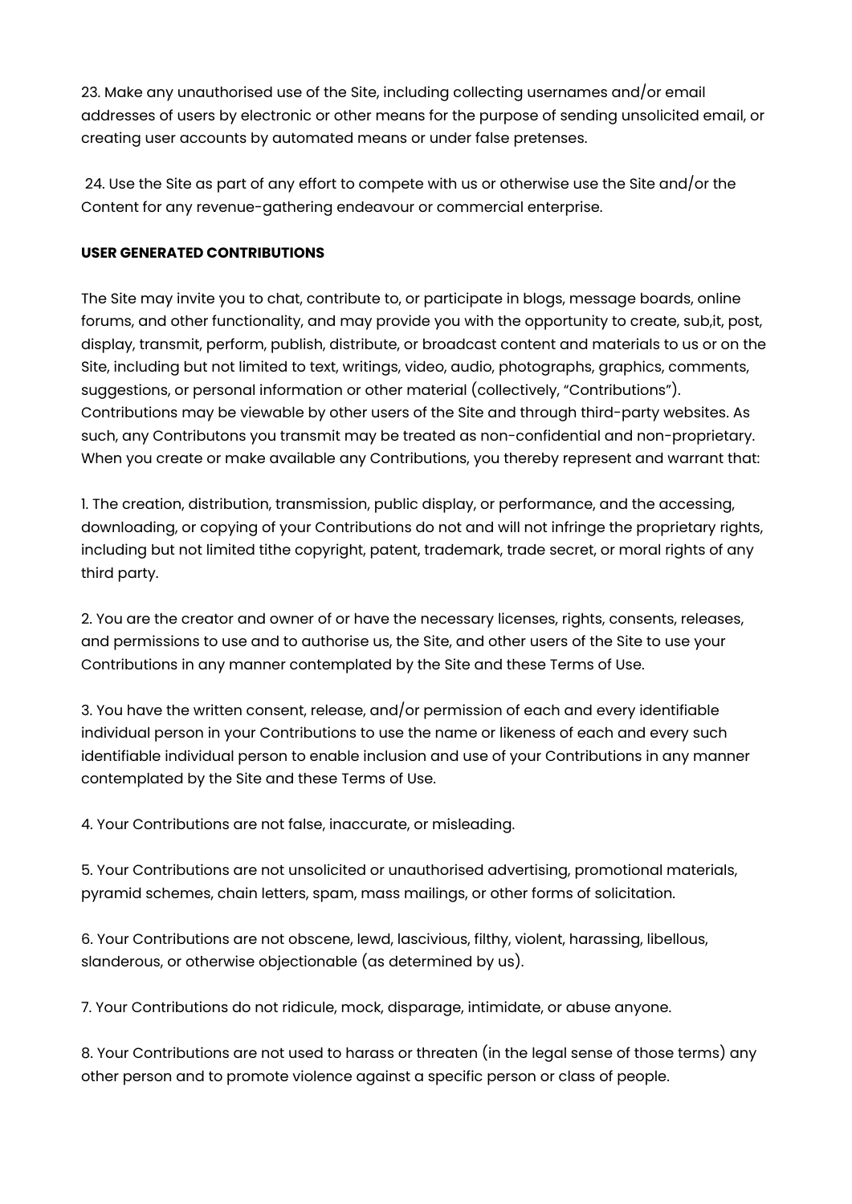23. Make any unauthorised use of the Site, including collecting usernames and/or email addresses of users by electronic or other means for the purpose of sending unsolicited email, or creating user accounts by automated means or under false pretenses.

24. Use the Site as part of any effort to compete with us or otherwise use the Site and/or the Content for any revenue-gathering endeavour or commercial enterprise.

**USER GENERATED CONTRIBUTIONS**

The Site may invite you to chat, contribute to, or participate in blogs, message boards, online forums, and other functionality, and may provide you with the opportunity to create, sub,it, post, display, transmit, perform, publish, distribute, or broadcast content and materials to us or on the Site, including but not limited to text, writings, video, audio, photographs, graphics, comments, suggestions, or personal information or other material (collectively, "Contributions"). Contributions may be viewable by other users of the Site and through third-party websites. As such, any Contributons you transmit may be treated as non-confidential and non-proprietary. When you create or make available any Contributions, you thereby represent and warrant that:

1. The creation, distribution, transmission, public display, or performance, and the accessing, downloading, or copying of your Contributions do not and will not infringe the proprietary rights, including but not limited tithe copyright, patent, trademark, trade secret, or moral rights of any third party.

2. You are the creator and owner of or have the necessary licenses, rights, consents, releases, and permissions to use and to authorise us, the Site, and other users of the Site to use your Contributions in any manner contemplated by the Site and these Terms of Use.

3. You have the written consent, release, and/or permission of each and every identifiable individual person in your Contributions to use the name or likeness of each and every such identifiable individual person to enable inclusion and use of your Contributions in any manner contemplated by the Site and these Terms of Use.

4. Your Contributions are not false, inaccurate, or misleading.

5. Your Contributions are not unsolicited or unauthorised advertising, promotional materials, pyramid schemes, chain letters, spam, mass mailings, or other forms of solicitation.

6. Your Contributions are not obscene, lewd, lascivious, filthy, violent, harassing, libellous, slanderous, or otherwise objectionable (as determined by us).

7. Your Contributions do not ridicule, mock, disparage, intimidate, or abuse anyone.

8. Your Contributions are not used to harass or threaten (in the legal sense of those terms) any other person and to promote violence against a specific person or class of people.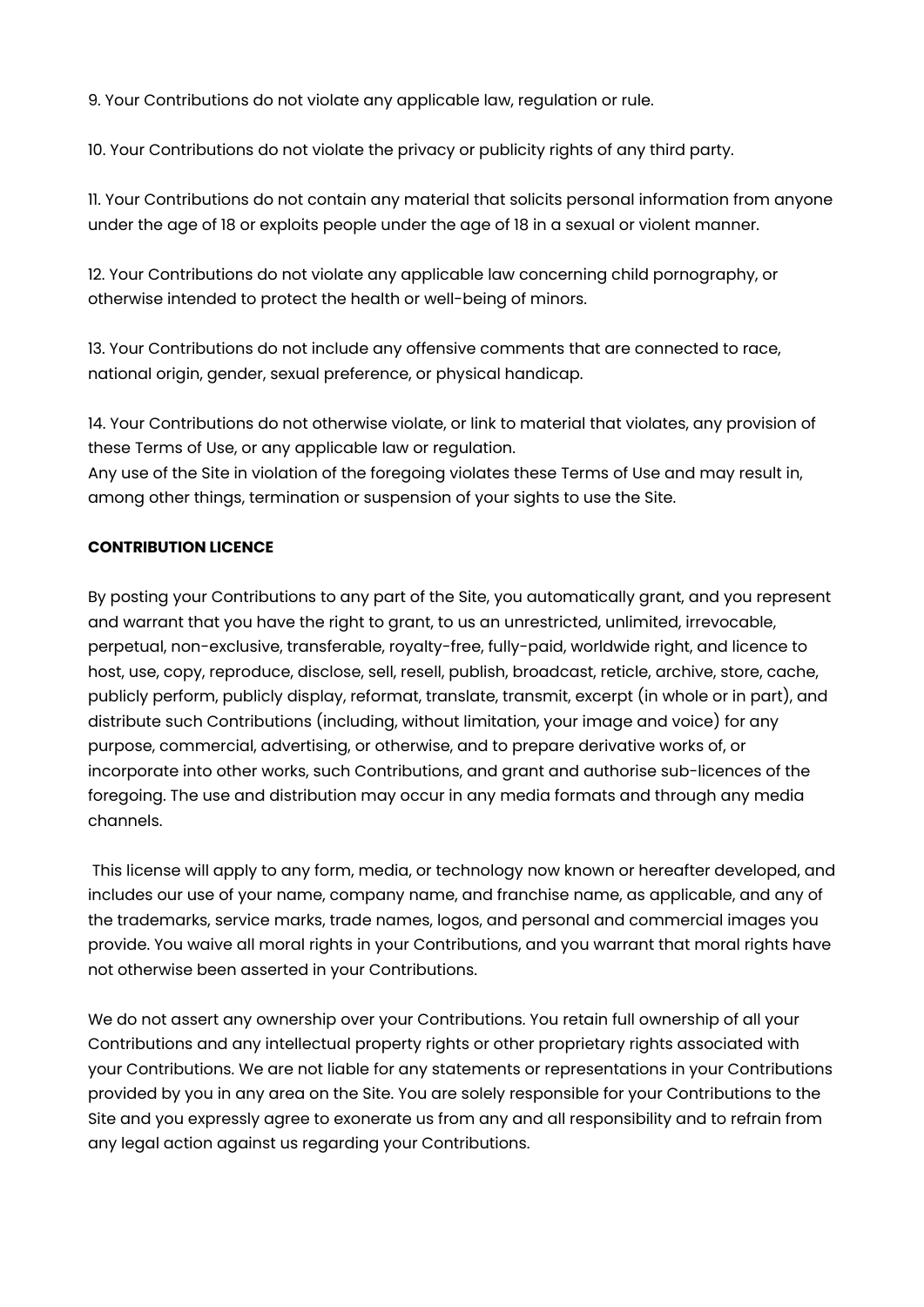9. Your Contributions do not violate any applicable law, regulation or rule.

10. Your Contributions do not violate the privacy or publicity rights of any third party.

11. Your Contributions do not contain any material that solicits personal information from anyone under the age of 18 or exploits people under the age of 18 in a sexual or violent manner.

12. Your Contributions do not violate any applicable law concerning child pornography, or otherwise intended to protect the health or well-being of minors.

13. Your Contributions do not include any offensive comments that are connected to race, national origin, gender, sexual preference, or physical handicap.

14. Your Contributions do not otherwise violate, or link to material that violates, any provision of these Terms of Use, or any applicable law or regulation.

Any use of the Site in violation of the foregoing violates these Terms of Use and may result in, among other things, termination or suspension of your sights to use the Site.

**CONTRIBUTION LICENCE**

By posting your Contributions to any part of the Site, you automatically grant, and you represent and warrant that you have the right to grant, to us an unrestricted, unlimited, irrevocable, perpetual, non-exclusive, transferable, royalty-free, fully-paid, worldwide right, and licence to host, use, copy, reproduce, disclose, sell, resell, publish, broadcast, reticle, archive, store, cache, publicly perform, publicly display, reformat, translate, transmit, excerpt (in whole or in part), and distribute such Contributions (including, without limitation, your image and voice) for any purpose, commercial, advertising, or otherwise, and to prepare derivative works of, or incorporate into other works, such Contributions, and grant and authorise sub-licences of the foregoing. The use and distribution may occur in any media formats and through any media channels.

This license will apply to any form, media, or technology now known or hereafter developed, and includes our use of your name, company name, and franchise name, as applicable, and any of the trademarks, service marks, trade names, logos, and personal and commercial images you provide. You waive all moral rights in your Contributions, and you warrant that moral rights have not otherwise been asserted in your Contributions.

We do not assert any ownership over your Contributions. You retain full ownership of all your Contributions and any intellectual property rights or other proprietary rights associated with your Contributions. We are not liable for any statements or representations in your Contributions provided by you in any area on the Site. You are solely responsible for your Contributions to the Site and you expressly agree to exonerate us from any and all responsibility and to refrain from any legal action against us regarding your Contributions.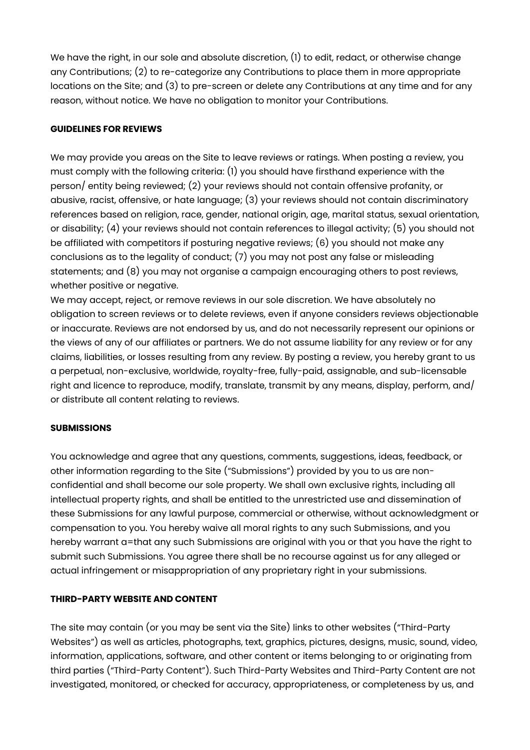We have the right, in our sole and absolute discretion, (1) to edit, redact, or otherwise change any Contributions; (2) to re-categorize any Contributions to place them in more appropriate locations on the Site; and (3) to pre-screen or delete any Contributions at any time and for any reason, without notice. We have no obligation to monitor your Contributions.

**GUIDELINES FOR REVIEWS**

We may provide you areas on the Site to leave reviews or ratings. When posting a review, you must comply with the following criteria: (1) you should have firsthand experience with the person/ entity being reviewed; (2) your reviews should not contain offensive profanity, or abusive, racist, offensive, or hate language; (3) your reviews should not contain discriminatory references based on religion, race, gender, national origin, age, marital status, sexual orientation, or disability; (4) your reviews should not contain references to illegal activity; (5) you should not be affiliated with competitors if posturing negative reviews; (6) you should not make any conclusions as to the legality of conduct; (7) you may not post any false or misleading statements; and (8) you may not organise a campaign encouraging others to post reviews, whether positive or negative.
We may accept, reject, or remove reviews in our sole discretion. We have absolutely no obligation to screen reviews or to delete reviews, even if anyone considers reviews objectionable or inaccurate. Reviews are not endorsed by us, and do not necessarily represent our opinions or the views of any of our affiliates or partners. We do not assume liability for any review or for any claims, liabilities, or losses resulting from any review. By posting a review, you hereby grant to us a perpetual, non-exclusive, worldwide, royalty-free, fully-paid, assignable, and sub-licensable right and licence to reproduce, modify, translate, transmit by any means, display, perform, and/ or distribute all content relating to reviews.

**SUBMISSIONS**

You acknowledge and agree that any questions, comments, suggestions, ideas, feedback, or other information regarding to the Site ("Submissions") provided by you to us are non-confidential and shall become our sole property. We shall own exclusive rights, including all intellectual property rights, and shall be entitled to the unrestricted use and dissemination of these Submissions for any lawful purpose, commercial or otherwise, without acknowledgment or compensation to you. You hereby waive all moral rights to any such Submissions, and you hereby warrant a=that any such Submissions are original with you or that you have the right to submit such Submissions. You agree there shall be no recourse against us for any alleged or actual infringement or misappropriation of any proprietary right in your submissions.

**THIRD-PARTY WEBSITE AND CONTENT**

The site may contain (or you may be sent via the Site) links to other websites ("Third-Party Websites") as well as articles, photographs, text, graphics, pictures, designs, music, sound, video, information, applications, software, and other content or items belonging to or originating from third parties ("Third-Party Content"). Such Third-Party Websites and Third-Party Content are not investigated, monitored, or checked for accuracy, appropriateness, or completeness by us, and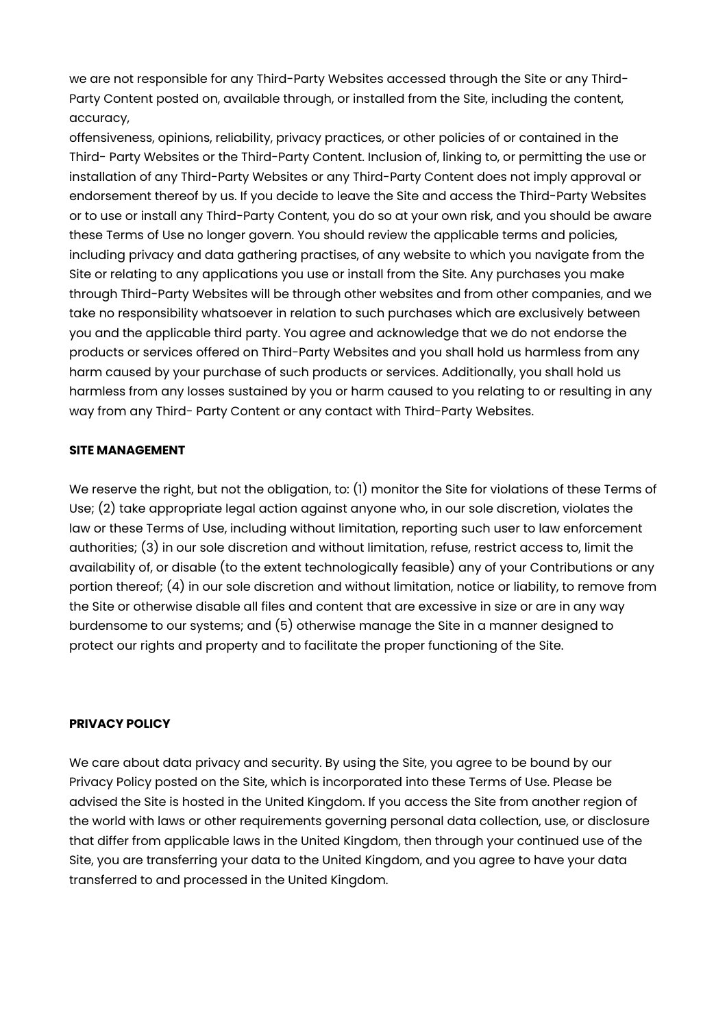we are not responsible for any Third-Party Websites accessed through the Site or any Third-Party Content posted on, available through, or installed from the Site, including the content, accuracy,
offensiveness, opinions, reliability, privacy practices, or other policies of or contained in the Third- Party Websites or the Third-Party Content. Inclusion of, linking to, or permitting the use or installation of any Third-Party Websites or any Third-Party Content does not imply approval or endorsement thereof by us. If you decide to leave the Site and access the Third-Party Websites or to use or install any Third-Party Content, you do so at your own risk, and you should be aware these Terms of Use no longer govern. You should review the applicable terms and policies, including privacy and data gathering practises, of any website to which you navigate from the Site or relating to any applications you use or install from the Site. Any purchases you make through Third-Party Websites will be through other websites and from other companies, and we take no responsibility whatsoever in relation to such purchases which are exclusively between you and the applicable third party. You agree and acknowledge that we do not endorse the products or services offered on Third-Party Websites and you shall hold us harmless from any harm caused by your purchase of such products or services. Additionally, you shall hold us harmless from any losses sustained by you or harm caused to you relating to or resulting in any way from any Third- Party Content or any contact with Third-Party Websites.

**SITE MANAGEMENT**

We reserve the right, but not the obligation, to: (1) monitor the Site for violations of these Terms of Use; (2) take appropriate legal action against anyone who, in our sole discretion, violates the law or these Terms of Use, including without limitation, reporting such user to law enforcement authorities; (3) in our sole discretion and without limitation, refuse, restrict access to, limit the availability of, or disable (to the extent technologically feasible) any of your Contributions or any portion thereof; (4) in our sole discretion and without limitation, notice or liability, to remove from the Site or otherwise disable all files and content that are excessive in size or are in any way burdensome to our systems; and (5) otherwise manage the Site in a manner designed to protect our rights and property and to facilitate the proper functioning of the Site.

**PRIVACY POLICY**

We care about data privacy and security. By using the Site, you agree to be bound by our Privacy Policy posted on the Site, which is incorporated into these Terms of Use. Please be advised the Site is hosted in the United Kingdom. If you access the Site from another region of the world with laws or other requirements governing personal data collection, use, or disclosure that differ from applicable laws in the United Kingdom, then through your continued use of the Site, you are transferring your data to the United Kingdom, and you agree to have your data transferred to and processed in the United Kingdom.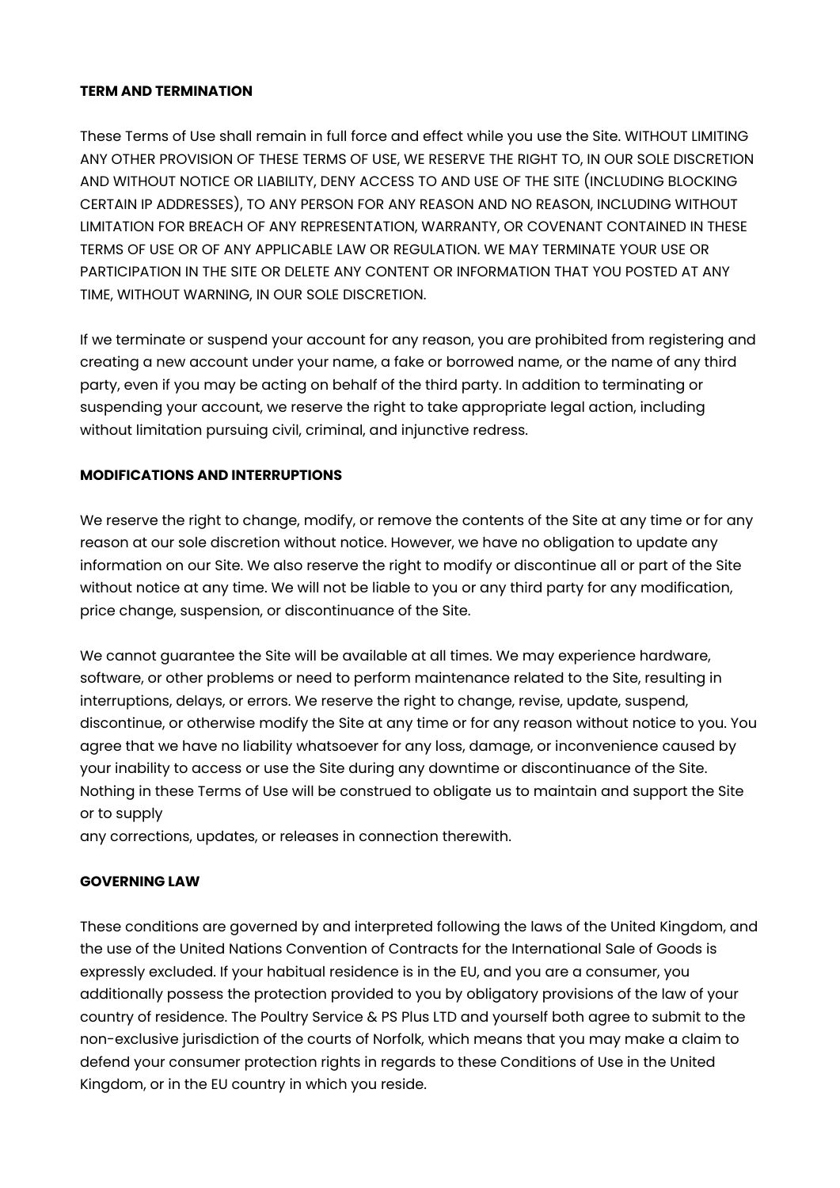**TERM AND TERMINATION**

These Terms of Use shall remain in full force and effect while you use the Site. WITHOUT LIMITING ANY OTHER PROVISION OF THESE TERMS OF USE, WE RESERVE THE RIGHT TO, IN OUR SOLE DISCRETION AND WITHOUT NOTICE OR LIABILITY, DENY ACCESS TO AND USE OF THE SITE (INCLUDING BLOCKING CERTAIN IP ADDRESSES), TO ANY PERSON FOR ANY REASON AND NO REASON, INCLUDING WITHOUT LIMITATION FOR BREACH OF ANY REPRESENTATION, WARRANTY, OR COVENANT CONTAINED IN THESE TERMS OF USE OR OF ANY APPLICABLE LAW OR REGULATION. WE MAY TERMINATE YOUR USE OR PARTICIPATION IN THE SITE OR DELETE ANY CONTENT OR INFORMATION THAT YOU POSTED AT ANY TIME, WITHOUT WARNING, IN OUR SOLE DISCRETION.

If we terminate or suspend your account for any reason, you are prohibited from registering and creating a new account under your name, a fake or borrowed name, or the name of any third party, even if you may be acting on behalf of the third party. In addition to terminating or suspending your account, we reserve the right to take appropriate legal action, including without limitation pursuing civil, criminal, and injunctive redress.

**MODIFICATIONS AND INTERRUPTIONS**

We reserve the right to change, modify, or remove the contents of the Site at any time or for any reason at our sole discretion without notice. However, we have no obligation to update any information on our Site. We also reserve the right to modify or discontinue all or part of the Site without notice at any time. We will not be liable to you or any third party for any modification, price change, suspension, or discontinuance of the Site.

We cannot guarantee the Site will be available at all times. We may experience hardware, software, or other problems or need to perform maintenance related to the Site, resulting in interruptions, delays, or errors. We reserve the right to change, revise, update, suspend, discontinue, or otherwise modify the Site at any time or for any reason without notice to you. You agree that we have no liability whatsoever for any loss, damage, or inconvenience caused by your inability to access or use the Site during any downtime or discontinuance of the Site. Nothing in these Terms of Use will be construed to obligate us to maintain and support the Site or to supply any corrections, updates, or releases in connection therewith.

**GOVERNING LAW**

These conditions are governed by and interpreted following the laws of the United Kingdom, and the use of the United Nations Convention of Contracts for the International Sale of Goods is expressly excluded. If your habitual residence is in the EU, and you are a consumer, you additionally possess the protection provided to you by obligatory provisions of the law of your country of residence. The Poultry Service & PS Plus LTD and yourself both agree to submit to the non-exclusive jurisdiction of the courts of Norfolk, which means that you may make a claim to defend your consumer protection rights in regards to these Conditions of Use in the United Kingdom, or in the EU country in which you reside.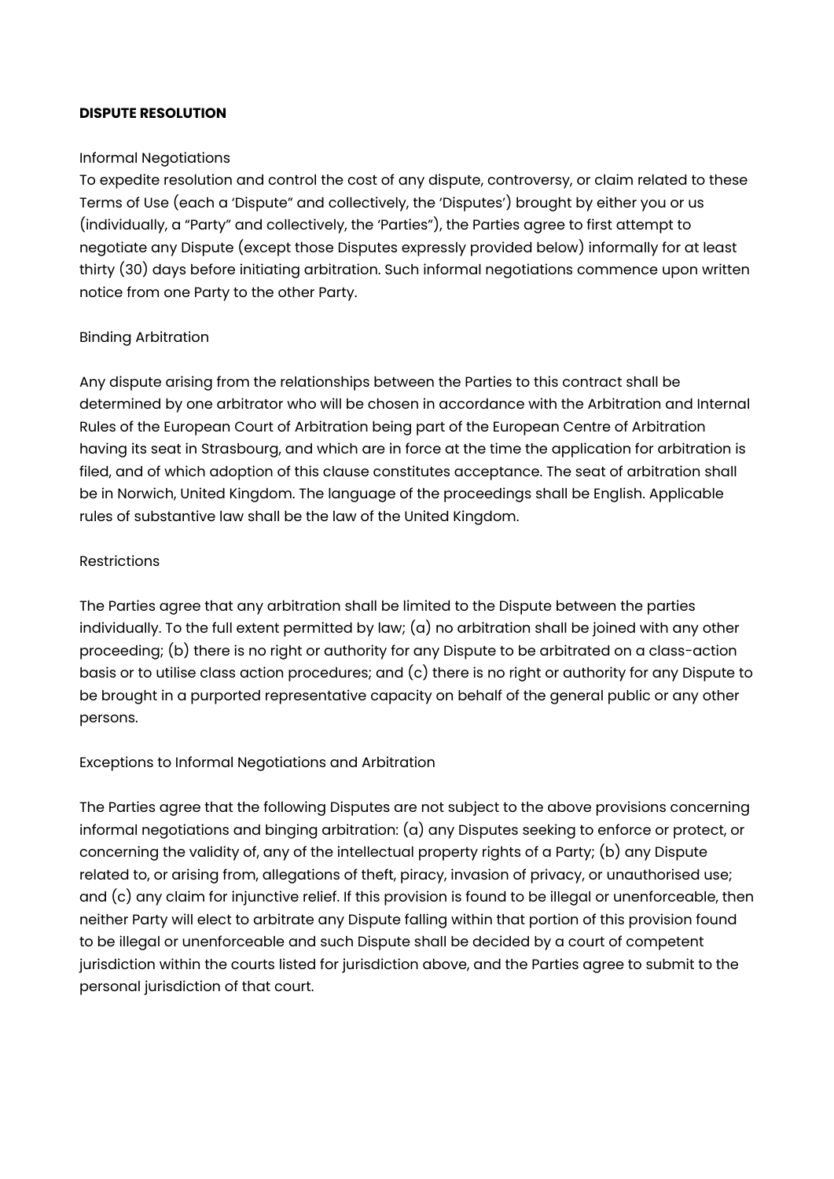**DISPUTE RESOLUTION**

Informal Negotiations

To expedite resolution and control the cost of any dispute, controversy, or claim related to these Terms of Use (each a 'Dispute" and collectively, the 'Disputes') brought by either you or us (individually, a "Party" and collectively, the 'Parties"), the Parties agree to first attempt to negotiate any Dispute (except those Disputes expressly provided below) informally for at least thirty (30) days before initiating arbitration. Such informal negotiations commence upon written notice from one Party to the other Party.

Binding Arbitration

Any dispute arising from the relationships between the Parties to this contract shall be determined by one arbitrator who will be chosen in accordance with the Arbitration and Internal Rules of the European Court of Arbitration being part of the European Centre of Arbitration having its seat in Strasbourg, and which are in force at the time the application for arbitration is filed, and of which adoption of this clause constitutes acceptance. The seat of arbitration shall be in Norwich, United Kingdom. The language of the proceedings shall be English. Applicable rules of substantive law shall be the law of the United Kingdom.

Restrictions

The Parties agree that any arbitration shall be limited to the Dispute between the parties individually. To the full extent permitted by law; (a) no arbitration shall be joined with any other proceeding; (b) there is no right or authority for any Dispute to be arbitrated on a class-action basis or to utilise class action procedures; and (c) there is no right or authority for any Dispute to be brought in a purported representative capacity on behalf of the general public or any other persons.

Exceptions to Informal Negotiations and Arbitration

The Parties agree that the following Disputes are not subject to the above provisions concerning informal negotiations and binging arbitration: (a) any Disputes seeking to enforce or protect, or concerning the validity of, any of the intellectual property rights of a Party; (b) any Dispute related to, or arising from, allegations of theft, piracy, invasion of privacy, or unauthorised use; and (c) any claim for injunctive relief. If this provision is found to be illegal or unenforceable, then neither Party will elect to arbitrate any Dispute falling within that portion of this provision found to be illegal or unenforceable and such Dispute shall be decided by a court of competent jurisdiction within the courts listed for jurisdiction above, and the Parties agree to submit to the personal jurisdiction of that court.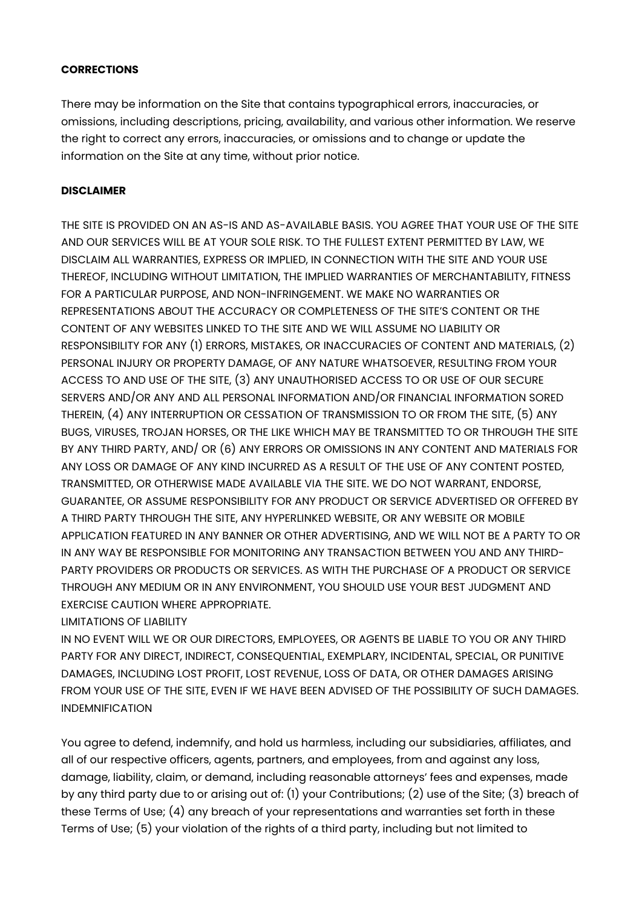**CORRECTIONS**

There may be information on the Site that contains typographical errors, inaccuracies, or omissions, including descriptions, pricing, availability, and various other information. We reserve the right to correct any errors, inaccuracies, or omissions and to change or update the information on the Site at any time, without prior notice.

**DISCLAIMER**

THE SITE IS PROVIDED ON AN AS-IS AND AS-AVAILABLE BASIS. YOU AGREE THAT YOUR USE OF THE SITE AND OUR SERVICES WILL BE AT YOUR SOLE RISK. TO THE FULLEST EXTENT PERMITTED BY LAW, WE DISCLAIM ALL WARRANTIES, EXPRESS OR IMPLIED, IN CONNECTION WITH THE SITE AND YOUR USE THEREOF, INCLUDING WITHOUT LIMITATION, THE IMPLIED WARRANTIES OF MERCHANTABILITY, FITNESS FOR A PARTICULAR PURPOSE, AND NON-INFRINGEMENT. WE MAKE NO WARRANTIES OR REPRESENTATIONS ABOUT THE ACCURACY OR COMPLETENESS OF THE SITE'S CONTENT OR THE CONTENT OF ANY WEBSITES LINKED TO THE SITE AND WE WILL ASSUME NO LIABILITY OR RESPONSIBILITY FOR ANY (1) ERRORS, MISTAKES, OR INACCURACIES OF CONTENT AND MATERIALS, (2) PERSONAL INJURY OR PROPERTY DAMAGE, OF ANY NATURE WHATSOEVER, RESULTING FROM YOUR ACCESS TO AND USE OF THE SITE, (3) ANY UNAUTHORISED ACCESS TO OR USE OF OUR SECURE SERVERS AND/OR ANY AND ALL PERSONAL INFORMATION AND/OR FINANCIAL INFORMATION SORED THEREIN, (4) ANY INTERRUPTION OR CESSATION OF TRANSMISSION TO OR FROM THE SITE, (5) ANY BUGS, VIRUSES, TROJAN HORSES, OR THE LIKE WHICH MAY BE TRANSMITTED TO OR THROUGH THE SITE BY ANY THIRD PARTY, AND/ OR (6) ANY ERRORS OR OMISSIONS IN ANY CONTENT AND MATERIALS FOR ANY LOSS OR DAMAGE OF ANY KIND INCURRED AS A RESULT OF THE USE OF ANY CONTENT POSTED, TRANSMITTED, OR OTHERWISE MADE AVAILABLE VIA THE SITE. WE DO NOT WARRANT, ENDORSE, GUARANTEE, OR ASSUME RESPONSIBILITY FOR ANY PRODUCT OR SERVICE ADVERTISED OR OFFERED BY A THIRD PARTY THROUGH THE SITE, ANY HYPERLINKED WEBSITE, OR ANY WEBSITE OR MOBILE APPLICATION FEATURED IN ANY BANNER OR OTHER ADVERTISING, AND WE WILL NOT BE A PARTY TO OR IN ANY WAY BE RESPONSIBLE FOR MONITORING ANY TRANSACTION BETWEEN YOU AND ANY THIRD-PARTY PROVIDERS OR PRODUCTS OR SERVICES. AS WITH THE PURCHASE OF A PRODUCT OR SERVICE THROUGH ANY MEDIUM OR IN ANY ENVIRONMENT, YOU SHOULD USE YOUR BEST JUDGMENT AND EXERCISE CAUTION WHERE APPROPRIATE.

LIMITATIONS OF LIABILITY

IN NO EVENT WILL WE OR OUR DIRECTORS, EMPLOYEES, OR AGENTS BE LIABLE TO YOU OR ANY THIRD PARTY FOR ANY DIRECT, INDIRECT, CONSEQUENTIAL, EXEMPLARY, INCIDENTAL, SPECIAL, OR PUNITIVE DAMAGES, INCLUDING LOST PROFIT, LOST REVENUE, LOSS OF DATA, OR OTHER DAMAGES ARISING FROM YOUR USE OF THE SITE, EVEN IF WE HAVE BEEN ADVISED OF THE POSSIBILITY OF SUCH DAMAGES.

INDEMNIFICATION

You agree to defend, indemnify, and hold us harmless, including our subsidiaries, affiliates, and all of our respective officers, agents, partners, and employees, from and against any loss, damage, liability, claim, or demand, including reasonable attorneys' fees and expenses, made by any third party due to or arising out of: (1) your Contributions; (2) use of the Site; (3) breach of these Terms of Use; (4) any breach of your representations and warranties set forth in these Terms of Use; (5) your violation of the rights of a third party, including but not limited to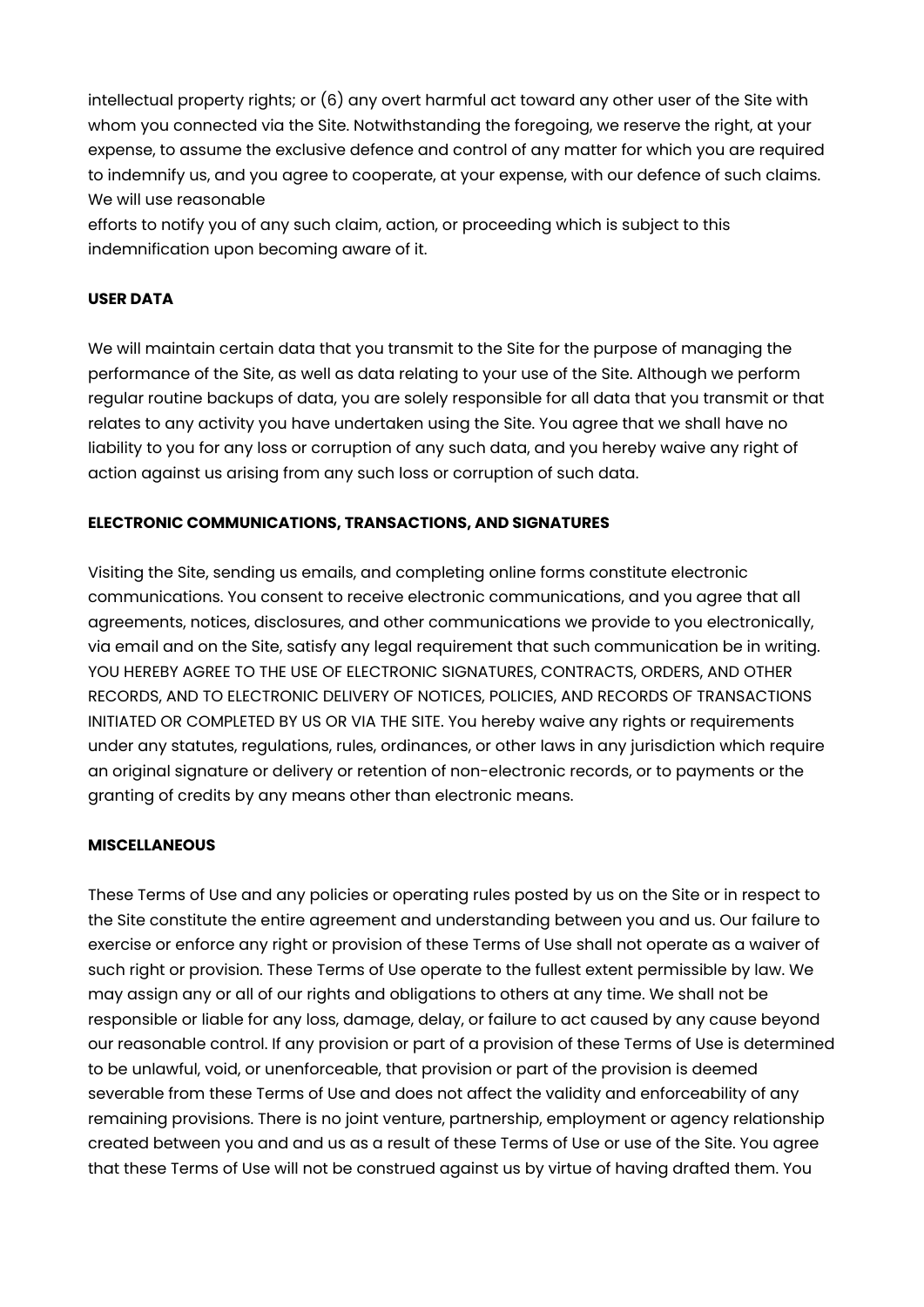intellectual property rights; or (6) any overt harmful act toward any other user of the Site with whom you connected via the Site. Notwithstanding the foregoing, we reserve the right, at your expense, to assume the exclusive defence and control of any matter for which you are required to indemnify us, and you agree to cooperate, at your expense, with our defence of such claims. We will use reasonable
efforts to notify you of any such claim, action, or proceeding which is subject to this indemnification upon becoming aware of it.

**USER DATA**

We will maintain certain data that you transmit to the Site for the purpose of managing the performance of the Site, as well as data relating to your use of the Site. Although we perform regular routine backups of data, you are solely responsible for all data that you transmit or that relates to any activity you have undertaken using the Site. You agree that we shall have no liability to you for any loss or corruption of any such data, and you hereby waive any right of action against us arising from any such loss or corruption of such data.

**ELECTRONIC COMMUNICATIONS, TRANSACTIONS, AND SIGNATURES**

Visiting the Site, sending us emails, and completing online forms constitute electronic communications. You consent to receive electronic communications, and you agree that all agreements, notices, disclosures, and other communications we provide to you electronically, via email and on the Site, satisfy any legal requirement that such communication be in writing. YOU HEREBY AGREE TO THE USE OF ELECTRONIC SIGNATURES, CONTRACTS, ORDERS, AND OTHER RECORDS, AND TO ELECTRONIC DELIVERY OF NOTICES, POLICIES, AND RECORDS OF TRANSACTIONS INITIATED OR COMPLETED BY US OR VIA THE SITE. You hereby waive any rights or requirements under any statutes, regulations, rules, ordinances, or other laws in any jurisdiction which require an original signature or delivery or retention of non-electronic records, or to payments or the granting of credits by any means other than electronic means.

**MISCELLANEOUS**

These Terms of Use and any policies or operating rules posted by us on the Site or in respect to the Site constitute the entire agreement and understanding between you and us. Our failure to exercise or enforce any right or provision of these Terms of Use shall not operate as a waiver of such right or provision. These Terms of Use operate to the fullest extent permissible by law. We may assign any or all of our rights and obligations to others at any time. We shall not be responsible or liable for any loss, damage, delay, or failure to act caused by any cause beyond our reasonable control. If any provision or part of a provision of these Terms of Use is determined to be unlawful, void, or unenforceable, that provision or part of the provision is deemed severable from these Terms of Use and does not affect the validity and enforceability of any remaining provisions. There is no joint venture, partnership, employment or agency relationship created between you and and us as a result of these Terms of Use or use of the Site. You agree that these Terms of Use will not be construed against us by virtue of having drafted them. You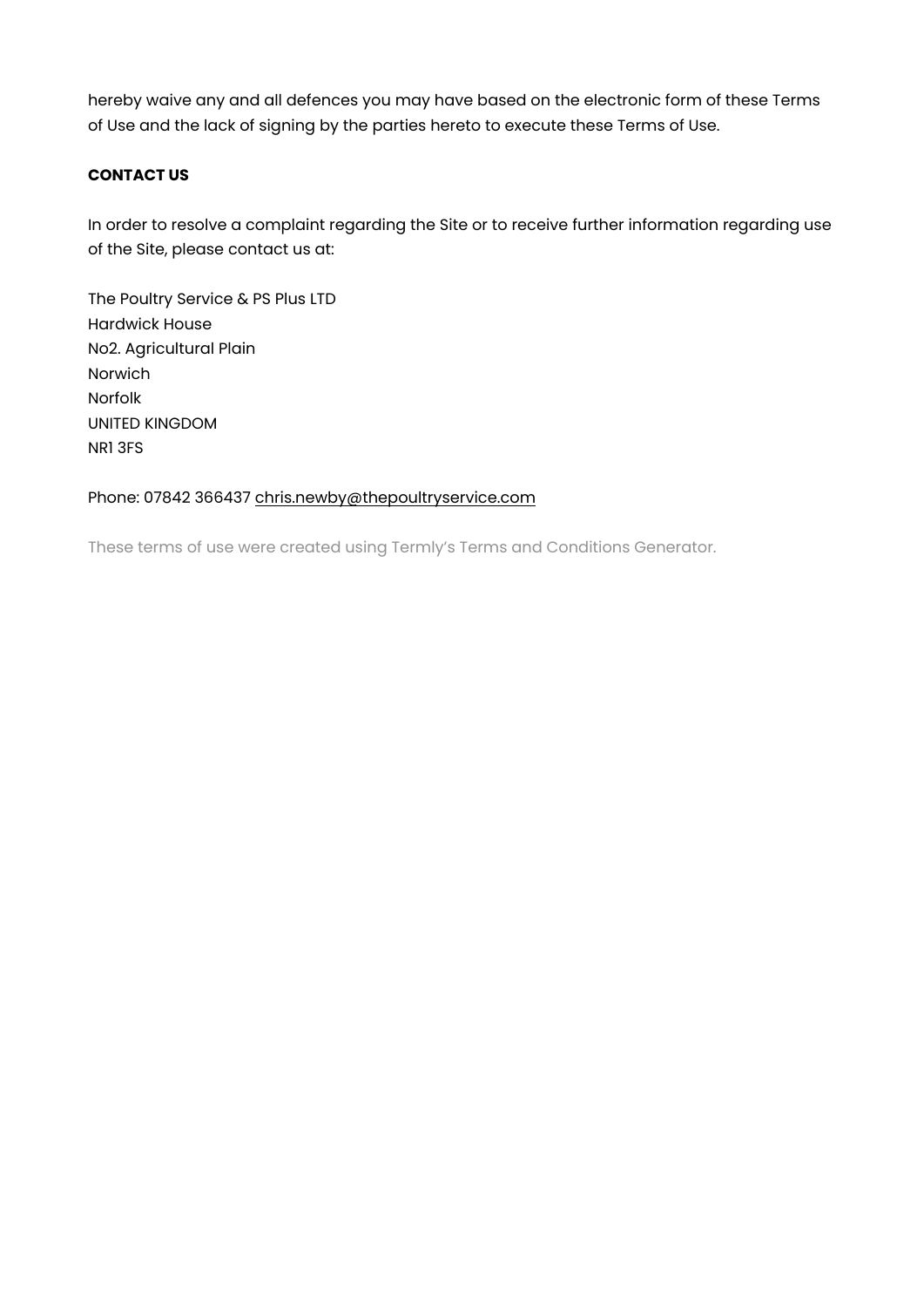hereby waive any and all defences you may have based on the electronic form of these Terms of Use and the lack of signing by the parties hereto to execute these Terms of Use.

**CONTACT US**

In order to resolve a complaint regarding the Site or to receive further information regarding use of the Site, please contact us at:

The Poultry Service & PS Plus LTD
Hardwick House
No2. Agricultural Plain
Norwich
Norfolk
UNITED KINGDOM
NR1 3FS

Phone: 07842 366437 chris.newby@thepoultryservice.com

These terms of use were created using Termly's Terms and Conditions Generator.